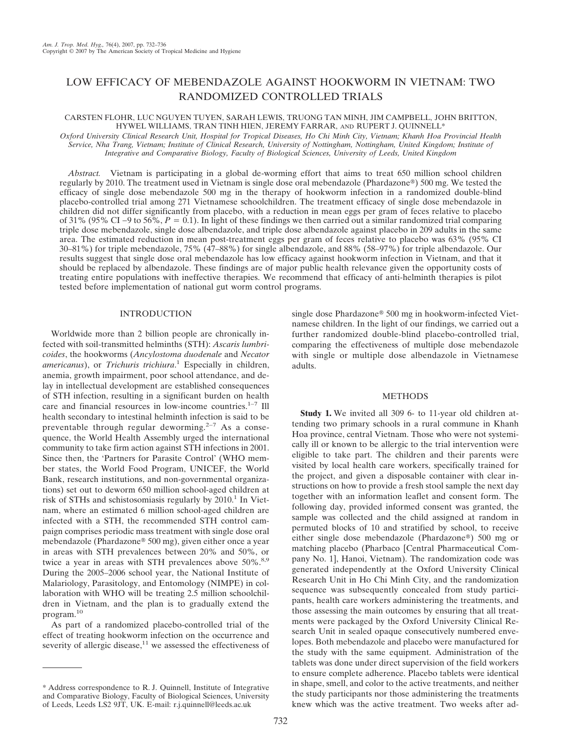# LOW EFFICACY OF MEBENDAZOLE AGAINST HOOKWORM IN VIETNAM: TWO RANDOMIZED CONTROLLED TRIALS

CARSTEN FLOHR, LUC NGUYEN TUYEN, SARAH LEWIS, TRUONG TAN MINH, JIM CAMPBELL, JOHN BRITTON, HYWEL WILLIAMS, TRAN TINH HIEN, JEREMY FARRAR, AND RUPERT J. QUINNELL*

*Oxford University Clinical Research Unit, Hospital for Tropical Diseases, Ho Chi Minh City, Vietnam; Khanh Hoa Provincial Health Service, Nha Trang, Vietnam; Institute of Clinical Research, University of Nottingham, Nottingham, United Kingdom; Institute of Integrative and Comparative Biology, Faculty of Biological Sciences, University of Leeds, United Kingdom*

*Abstract.* Vietnam is participating in a global de-worming effort that aims to treat 650 million school children regularly by 2010. The treatment used in Vietnam is single dose oral mebendazole (Phardazone®) 500 mg. We tested the efficacy of single dose mebendazole 500 mg in the therapy of hookworm infection in a randomized double-blind placebo-controlled trial among 271 Vietnamese schoolchildren. The treatment efficacy of single dose mebendazole in children did not differ significantly from placebo, with a reduction in mean eggs per gram of feces relative to placebo of 31% (95% CI –9 to 56%, $P = 0.1$). In light of these findings we then carried out a similar randomized trial comparing triple dose mebendazole, single dose albendazole, and triple dose albendazole against placebo in 209 adults in the same area. The estimated reduction in mean post-treatment eggs per gram of feces relative to placebo was 63% (95% CI 30–81%) for triple mebendazole, 75% (47–88%) for single albendazole, and 88% (58–97%) for triple albendazole. Our results suggest that single dose oral mebendazole has low efficacy against hookworm infection in Vietnam, and that it should be replaced by albendazole. These findings are of major public health relevance given the opportunity costs of treating entire populations with ineffective therapies. We recommend that efficacy of anti-helminth therapies is pilot tested before implementation of national gut worm control programs.

## INTRODUCTION

Worldwide more than 2 billion people are chronically infected with soil-transmitted helminths (STH): *Ascaris lumbricoides*, the hookworms (*Ancylostoma duodenale* and *Necator americanus*), or *Trichuris trichiura*.[1] Especially in children, anemia, growth impairment, poor school attendance, and delay in intellectual development are established consequences of STH infection, resulting in a significant burden on health care and financial resources in low-income countries.[1–7] Ill health secondary to intestinal helminth infection is said to be preventable through regular deworming.[2–7] As a consequence, the World Health Assembly urged the international community to take firm action against STH infections in 2001. Since then, the 'Partners for Parasite Control' (WHO member states, the World Food Program, UNICEF, the World Bank, research institutions, and non-governmental organizations) set out to deworm 650 million school-aged children at risk of STHs and schistosomiasis regularly by 2010.[1] In Vietnam, where an estimated 6 million school-aged children are infected with a STH, the recommended STH control campaign comprises periodic mass treatment with single dose oral mebendazole (Phardazone® 500 mg), given either once a year in areas with STH prevalences between 20% and 50%, or twice a year in areas with STH prevalences above 50%.[8,9] During the 2005–2006 school year, the National Institute of Malariology, Parasitology, and Entomology (NIMPE) in collaboration with WHO will be treating 2.5 million schoolchildren in Vietnam, and the plan is to gradually extend the program.[10]

As part of a randomized placebo-controlled trial of the effect of treating hookworm infection on the occurrence and severity of allergic disease,[11] we assessed the effectiveness of single dose Phardazone® 500 mg in hookworm-infected Vietnamese children. In the light of our findings, we carried out a further randomized double-blind placebo-controlled trial, comparing the effectiveness of multiple dose mebendazole with single or multiple dose albendazole in Vietnamese adults.

## METHODS

**Study 1.** We invited all 309 6- to 11-year old children attending two primary schools in a rural commune in Khanh Hoa province, central Vietnam. Those who were not systemically ill or known to be allergic to the trial intervention were eligible to take part. The children and their parents were visited by local health care workers, specifically trained for the project, and given a disposable container with clear instructions on how to provide a fresh stool sample the next day together with an information leaflet and consent form. The following day, provided informed consent was granted, the sample was collected and the child assigned at random in permuted blocks of 10 and stratified by school, to receive either single dose mebendazole (Phardazone®) 500 mg or matching placebo (Pharbaco [Central Pharmaceutical Company No. 1], Hanoi, Vietnam). The randomization code was generated independently at the Oxford University Clinical Research Unit in Ho Chi Minh City, and the randomization sequence was subsequently concealed from study participants, health care workers administering the treatments, and those assessing the main outcomes by ensuring that all treatments were packaged by the Oxford University Clinical Research Unit in sealed opaque consecutively numbered envelopes. Both mebendazole and placebo were manufactured for the study with the same equipment. Administration of the tablets was done under direct supervision of the field workers to ensure complete adherence. Placebo tablets were identical in shape, smell, and color to the active treatments, and neither the study participants nor those administering the treatments knew which was the active treatment. Two weeks after ad-

---

\* Address correspondence to R. J. Quinnell, Institute of Integrative and Comparative Biology, Faculty of Biological Sciences, University of Leeds, Leeds LS2 9JT, UK. E-mail: r.j.quinnell@leeds.ac.uk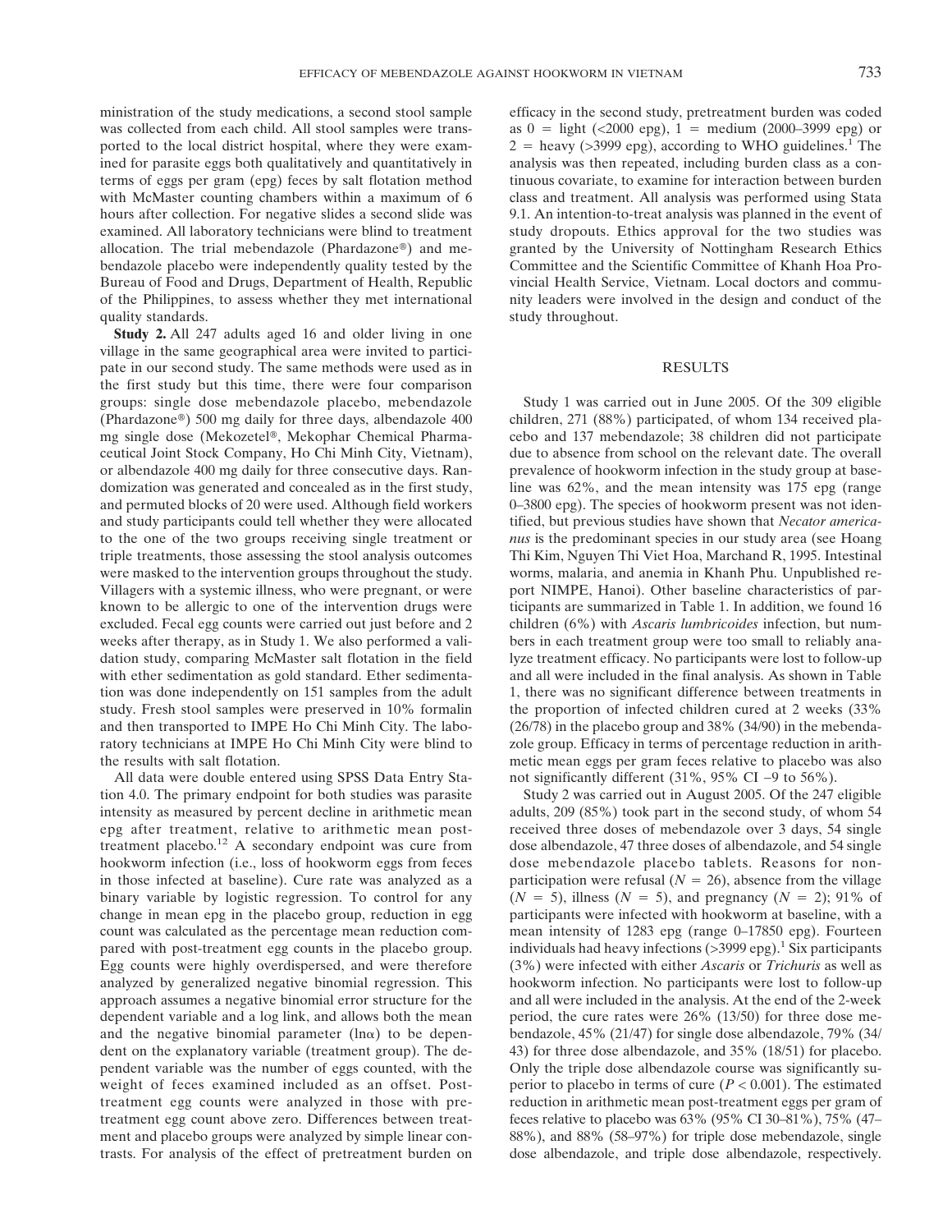ministration of the study medications, a second stool sample was collected from each child. All stool samples were transported to the local district hospital, where they were examined for parasite eggs both qualitatively and quantitatively in terms of eggs per gram (epg) feces by salt flotation method with McMaster counting chambers within a maximum of 6 hours after collection. For negative slides a second slide was examined. All laboratory technicians were blind to treatment allocation. The trial mebendazole (Phardazone®) and mebendazole placebo were independently quality tested by the Bureau of Food and Drugs, Department of Health, Republic of the Philippines, to assess whether they met international quality standards.

**Study 2.** All 247 adults aged 16 and older living in one village in the same geographical area were invited to participate in our second study. The same methods were used as in the first study but this time, there were four comparison groups: single dose mebendazole placebo, mebendazole (Phardazone®) 500 mg daily for three days, albendazole 400 mg single dose (Mekozetel®, Mekophar Chemical Pharmaceutical Joint Stock Company, Ho Chi Minh City, Vietnam), or albendazole 400 mg daily for three consecutive days. Randomization was generated and concealed as in the first study, and permuted blocks of 20 were used. Although field workers and study participants could tell whether they were allocated to the one of the two groups receiving single treatment or triple treatments, those assessing the stool analysis outcomes were masked to the intervention groups throughout the study. Villagers with a systemic illness, who were pregnant, or were known to be allergic to one of the intervention drugs were excluded. Fecal egg counts were carried out just before and 2 weeks after therapy, as in Study 1. We also performed a validation study, comparing McMaster salt flotation in the field with ether sedimentation as gold standard. Ether sedimentation was done independently on 151 samples from the adult study. Fresh stool samples were preserved in 10% formalin and then transported to IMPE Ho Chi Minh City. The laboratory technicians at IMPE Ho Chi Minh City were blind to the results with salt flotation.

All data were double entered using SPSS Data Entry Station 4.0. The primary endpoint for both studies was parasite intensity as measured by percent decline in arithmetic mean epg after treatment, relative to arithmetic mean post-treatment placebo.[12] A secondary endpoint was cure from hookworm infection (i.e., loss of hookworm eggs from feces in those infected at baseline). Cure rate was analyzed as a binary variable by logistic regression. To control for any change in mean epg in the placebo group, reduction in egg count was calculated as the percentage mean reduction compared with post-treatment egg counts in the placebo group. Egg counts were highly overdispersed, and were therefore analyzed by generalized negative binomial regression. This approach assumes a negative binomial error structure for the dependent variable and a log link, and allows both the mean and the negative binomial parameter ($\ln\alpha$) to be dependent on the explanatory variable (treatment group). The dependent variable was the number of eggs counted, with the weight of feces examined included as an offset. Post-treatment egg counts were analyzed in those with pre-treatment egg count above zero. Differences between treatment and placebo groups were analyzed by simple linear contrasts. For analysis of the effect of pretreatment burden on efficacy in the second study, pretreatment burden was coded as 0 = light (<2000 epg), 1 = medium (2000–3999 epg) or 2 = heavy (>3999 epg), according to WHO guidelines.[1] The analysis was then repeated, including burden class as a continuous covariate, to examine for interaction between burden class and treatment. All analysis was performed using Stata 9.1. An intention-to-treat analysis was planned in the event of study dropouts. Ethics approval for the two studies was granted by the University of Nottingham Research Ethics Committee and the Scientific Committee of Khanh Hoa Provincial Health Service, Vietnam. Local doctors and community leaders were involved in the design and conduct of the study throughout.

## RESULTS

Study 1 was carried out in June 2005. Of the 309 eligible children, 271 (88%) participated, of whom 134 received placebo and 137 mebendazole; 38 children did not participate due to absence from school on the relevant date. The overall prevalence of hookworm infection in the study group at baseline was 62%, and the mean intensity was 175 epg (range 0–3800 epg). The species of hookworm present was not identified, but previous studies have shown that *Necator americanus* is the predominant species in our study area (see Hoang Thi Kim, Nguyen Thi Viet Hoa, Marchand R, 1995. Intestinal worms, malaria, and anemia in Khanh Phu. Unpublished report NIMPE, Hanoi). Other baseline characteristics of participants are summarized in Table 1. In addition, we found 16 children (6%) with *Ascaris lumbricoides* infection, but numbers in each treatment group were too small to reliably analyze treatment efficacy. No participants were lost to follow-up and all were included in the final analysis. As shown in Table 1, there was no significant difference between treatments in the proportion of infected children cured at 2 weeks (33% (26/78) in the placebo group and 38% (34/90) in the mebendazole group. Efficacy in terms of percentage reduction in arithmetic mean eggs per gram feces relative to placebo was also not significantly different (31%, 95% CI −9 to 56%).

Study 2 was carried out in August 2005. Of the 247 eligible adults, 209 (85%) took part in the second study, of whom 54 received three doses of mebendazole over 3 days, 54 single dose albendazole, 47 three doses of albendazole, and 54 single dose mebendazole placebo tablets. Reasons for non-participation were refusal ($N$ = 26), absence from the village ($N$ = 5), illness ($N$ = 5), and pregnancy ($N$ = 2); 91% of participants were infected with hookworm at baseline, with a mean intensity of 1283 epg (range 0–17850 epg). Fourteen individuals had heavy infections (>3999 epg).[1] Six participants (3%) were infected with either *Ascaris* or *Trichuris* as well as hookworm infection. No participants were lost to follow-up and all were included in the analysis. At the end of the 2-week period, the cure rates were 26% (13/50) for three dose mebendazole, 45% (21/47) for single dose albendazole, 79% (34/43) for three dose albendazole, and 35% (18/51) for placebo. Only the triple dose albendazole course was significantly superior to placebo in terms of cure ($P$ < 0.001). The estimated reduction in arithmetic mean post-treatment eggs per gram of feces relative to placebo was 63% (95% CI 30–81%), 75% (47–88%), and 88% (58–97%) for triple dose mebendazole, single dose albendazole, and triple dose albendazole, respectively.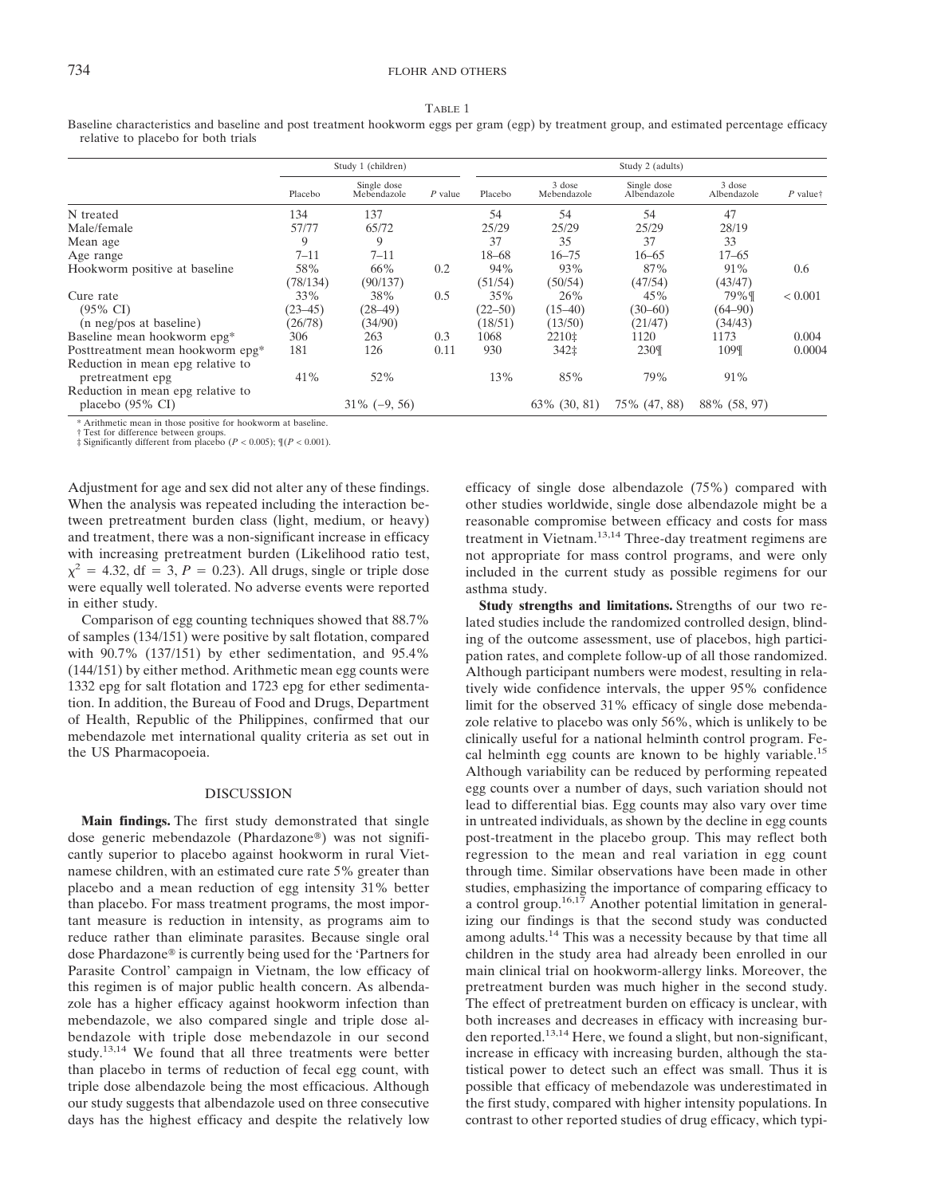TABLE 1

Baseline characteristics and baseline and post treatment hookworm eggs per gram (egp) by treatment group, and estimated percentage efficacy relative to placebo for both trials

| | Study 1 (children) | | | Study 2 (adults) | | | | |
|---|---|---|---|---|---|---|---|---|
| | Placebo | Single dose Mebendazole | P value | Placebo | 3 dose Mebendazole | Single dose Albendazole | 3 dose Albendazole | P value† |
| N treated | 134 | 137 | | 54 | 54 | 54 | 47 | |
| Male/female | 57/77 | 65/72 | | 25/29 | 25/29 | 25/29 | 28/19 | |
| Mean age | 9 | 9 | | 37 | 35 | 37 | 33 | |
| Age range | 7–11 | 7–11 | | 18–68 | 16–75 | 16–65 | 17–65 | |
| Hookworm positive at baseline | 58% (78/134) | 66% (90/137) | 0.2 | 94% (51/54) | 93% (50/54) | 87% (47/54) | 91% (43/47) | 0.6 |
| Cure rate (95% CI) (n neg/pos at baseline) | 33% (23–45) (26/78) | 38% (28–49) (34/90) | 0.5 | 35% (22–50) (18/51) | 26% (15–40) (13/50) | 45% (30–60) (21/47) | 79%¶ (64–90) (34/43) | < 0.001 |
| Baseline mean hookworm epg* | 306 | 263 | 0.3 | 1068 | 2210‡ | 1120 | 1173 | 0.004 |
| Posttreatment mean hookworm epg* | 181 | 126 | 0.11 | 930 | 342‡ | 230¶ | 109¶ | 0.0004 |
| Reduction in mean epg relative to pretreatment epg | 41% | 52% | | 13% | 85% | 79% | 91% | |
| Reduction in mean epg relative to placebo (95% CI) | | 31% (−9, 56) | | | 63% (30, 81) | 75% (47, 88) | 88% (58, 97) | |

\* Arithmetic mean in those positive for hookworm at baseline.
† Test for difference between groups.
‡ Significantly different from placebo ($P < 0.005$); ¶($P < 0.001$).

Adjustment for age and sex did not alter any of these findings. When the analysis was repeated including the interaction between pretreatment burden class (light, medium, or heavy) and treatment, there was a non-significant increase in efficacy with increasing pretreatment burden (Likelihood ratio test, $\chi^2 = 4.32$, df = 3, $P = 0.23$). All drugs, single or triple dose were equally well tolerated. No adverse events were reported in either study.

Comparison of egg counting techniques showed that 88.7% of samples (134/151) were positive by salt flotation, compared with 90.7% (137/151) by ether sedimentation, and 95.4% (144/151) by either method. Arithmetic mean egg counts were 1332 epg for salt flotation and 1723 epg for ether sedimentation. In addition, the Bureau of Food and Drugs, Department of Health, Republic of the Philippines, confirmed that our mebendazole met international quality criteria as set out in the US Pharmacopoeia.

## DISCUSSION

**Main findings.** The first study demonstrated that single dose generic mebendazole (Phardazone®) was not significantly superior to placebo against hookworm in rural Vietnamese children, with an estimated cure rate 5% greater than placebo and a mean reduction of egg intensity 31% better than placebo. For mass treatment programs, the most important measure is reduction in intensity, as programs aim to reduce rather than eliminate parasites. Because single oral dose Phardazone® is currently being used for the 'Partners for Parasite Control' campaign in Vietnam, the low efficacy of this regimen is of major public health concern. As albendazole has a higher efficacy against hookworm infection than mebendazole, we also compared single and triple dose albendazole with triple dose mebendazole in our second study.[13,14] We found that all three treatments were better than placebo in terms of reduction of fecal egg count, with triple dose albendazole being the most efficacious. Although our study suggests that albendazole used on three consecutive days has the highest efficacy and despite the relatively low efficacy of single dose albendazole (75%) compared with other studies worldwide, single dose albendazole might be a reasonable compromise between efficacy and costs for mass treatment in Vietnam.[13,14] Three-day treatment regimens are not appropriate for mass control programs, and were only included in the current study as possible regimens for our asthma study.

**Study strengths and limitations.** Strengths of our two related studies include the randomized controlled design, blinding of the outcome assessment, use of placebos, high participation rates, and complete follow-up of all those randomized. Although participant numbers were modest, resulting in relatively wide confidence intervals, the upper 95% confidence limit for the observed 31% efficacy of single dose mebendazole relative to placebo was only 56%, which is unlikely to be clinically useful for a national helminth control program. Fecal helminth egg counts are known to be highly variable.[15] Although variability can be reduced by performing repeated egg counts over a number of days, such variation should not lead to differential bias. Egg counts may also vary over time in untreated individuals, as shown by the decline in egg counts post-treatment in the placebo group. This may reflect both regression to the mean and real variation in egg count through time. Similar observations have been made in other studies, emphasizing the importance of comparing efficacy to a control group.[16,17] Another potential limitation in generalizing our findings is that the second study was conducted among adults.[14] This was a necessity because by that time all children in the study area had already been enrolled in our main clinical trial on hookworm-allergy links. Moreover, the pretreatment burden was much higher in the second study. The effect of pretreatment burden on efficacy is unclear, with both increases and decreases in efficacy with increasing burden reported.[13,14] Here, we found a slight, but non-significant, increase in efficacy with increasing burden, although the statistical power to detect such an effect was small. Thus it is possible that efficacy of mebendazole was underestimated in the first study, compared with higher intensity populations. In contrast to other reported studies of drug efficacy, which typi-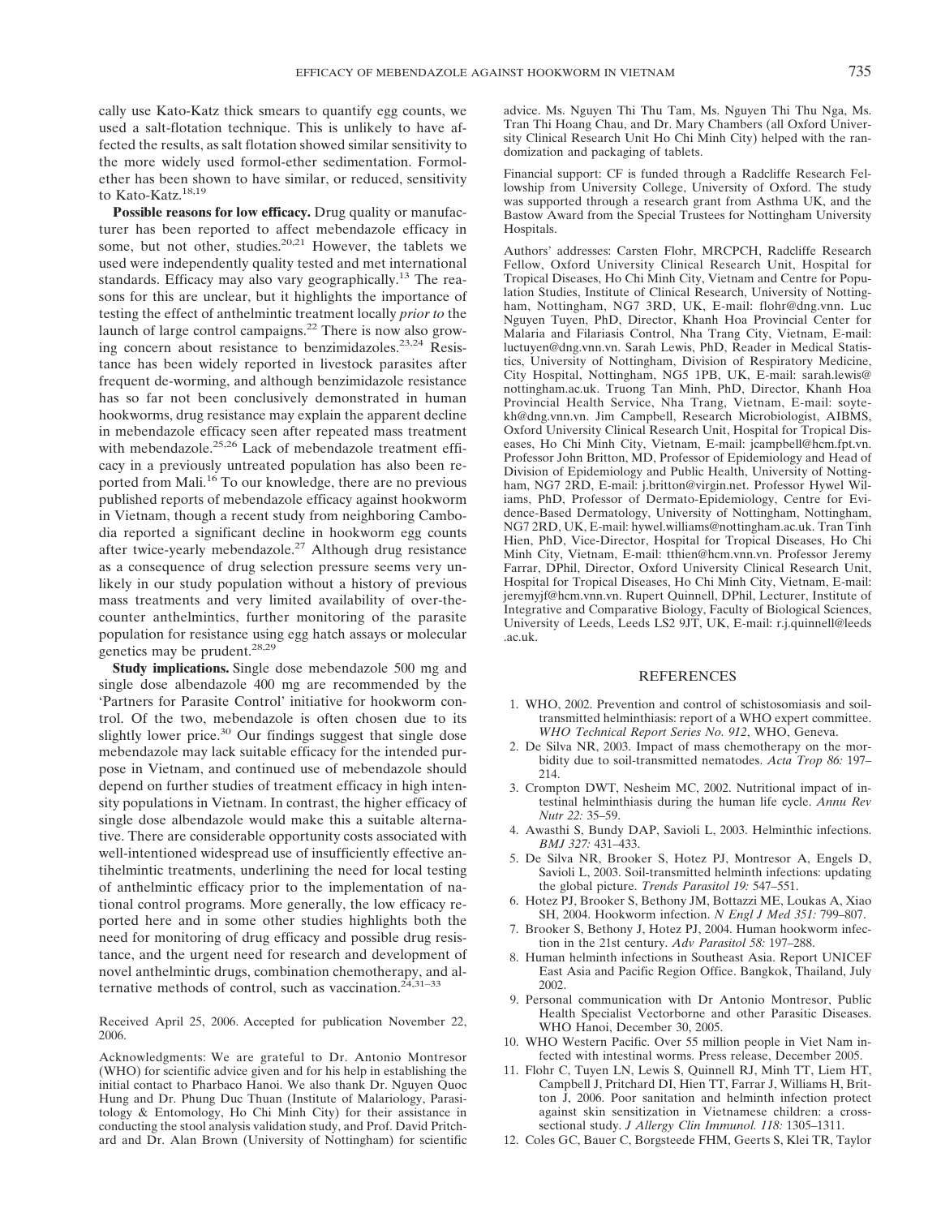cally use Kato-Katz thick smears to quantify egg counts, we used a salt-flotation technique. This is unlikely to have affected the results, as salt flotation showed similar sensitivity to the more widely used formol-ether sedimentation. Formol-ether has been shown to have similar, or reduced, sensitivity to Kato-Katz.[18,19]

**Possible reasons for low efficacy.** Drug quality or manufacturer has been reported to affect mebendazole efficacy in some, but not other, studies.[20,21] However, the tablets we used were independently quality tested and met international standards. Efficacy may also vary geographically.[13] The reasons for this are unclear, but it highlights the importance of testing the effect of anthelmintic treatment locally *prior to* the launch of large control campaigns.[22] There is now also growing concern about resistance to benzimidazoles.[23,24] Resistance has been widely reported in livestock parasites after frequent de-worming, and although benzimidazole resistance has so far not been conclusively demonstrated in human hookworms, drug resistance may explain the apparent decline in mebendazole efficacy seen after repeated mass treatment with mebendazole.[25,26] Lack of mebendazole treatment efficacy in a previously untreated population has also been reported from Mali.[16] To our knowledge, there are no previous published reports of mebendazole efficacy against hookworm in Vietnam, though a recent study from neighboring Cambodia reported a significant decline in hookworm egg counts after twice-yearly mebendazole.[27] Although drug resistance as a consequence of drug selection pressure seems very unlikely in our study population without a history of previous mass treatments and very limited availability of over-the-counter anthelmintics, further monitoring of the parasite population for resistance using egg hatch assays or molecular genetics may be prudent.[28,29]

**Study implications.** Single dose mebendazole 500 mg and single dose albendazole 400 mg are recommended by the 'Partners for Parasite Control' initiative for hookworm control. Of the two, mebendazole is often chosen due to its slightly lower price.[30] Our findings suggest that single dose mebendazole may lack suitable efficacy for the intended purpose in Vietnam, and continued use of mebendazole should depend on further studies of treatment efficacy in high intensity populations in Vietnam. In contrast, the higher efficacy of single dose albendazole would make this a suitable alternative. There are considerable opportunity costs associated with well-intentioned widespread use of insufficiently effective antihelmintic treatments, underlining the need for local testing of anthelmintic efficacy prior to the implementation of national control programs. More generally, the low efficacy reported here and in some other studies highlights both the need for monitoring of drug efficacy and possible drug resistance, and the urgent need for research and development of novel anthelmintic drugs, combination chemotherapy, and alternative methods of control, such as vaccination.[24,31–33]

Received April 25, 2006. Accepted for publication November 22, 2006.

Acknowledgments: We are grateful to Dr. Antonio Montresor (WHO) for scientific advice given and for his help in establishing the initial contact to Pharbaco Hanoi. We also thank Dr. Nguyen Quoc Hung and Dr. Phung Duc Thuan (Institute of Malariology, Parasitology & Entomology, Ho Chi Minh City) for their assistance in conducting the stool analysis validation study, and Prof. David Pritchard and Dr. Alan Brown (University of Nottingham) for scientific advice. Ms. Nguyen Thi Thu Tam, Ms. Nguyen Thi Thu Nga, Ms. Tran Thi Hoang Chau, and Dr. Mary Chambers (all Oxford University Clinical Research Unit Ho Chi Minh City) helped with the randomization and packaging of tablets.

Financial support: CF is funded through a Radcliffe Research Fellowship from University College, University of Oxford. The study was supported through a research grant from Asthma UK, and the Bastow Award from the Special Trustees for Nottingham University Hospitals.

Authors' addresses: Carsten Flohr, MRCPCH, Radcliffe Research Fellow, Oxford University Clinical Research Unit, Hospital for Tropical Diseases, Ho Chi Minh City, Vietnam and Centre for Population Studies, Institute of Clinical Research, University of Nottingham, Nottingham, NG7 3RD, UK, E-mail: flohr@dng.vnn. Luc Nguyen Tuyen, PhD, Director, Khanh Hoa Provincial Center for Malaria and Filariasis Control, Nha Trang City, Vietnam, E-mail: luctuyen@dng.vnn.vn. Sarah Lewis, PhD, Reader in Medical Statistics, University of Nottingham, Division of Respiratory Medicine, City Hospital, Nottingham, NG5 1PB, UK, E-mail: sarah.lewis@nottingham.ac.uk. Truong Tan Minh, PhD, Director, Khanh Hoa Provincial Health Service, Nha Trang, Vietnam, E-mail: soytekh@dng.vnn.vn. Jim Campbell, Research Microbiologist, AIBMS, Oxford University Clinical Research Unit, Hospital for Tropical Diseases, Ho Chi Minh City, Vietnam, E-mail: jcampbell@hcm.fpt.vn. Professor John Britton, MD, Professor of Epidemiology and Head of Division of Epidemiology and Public Health, University of Nottingham, NG7 2RD, E-mail: j.britton@virgin.net. Professor Hywel Wiliams, PhD, Professor of Dermato-Epidemiology, Centre for Evidence-Based Dermatology, University of Nottingham, Nottingham, NG7 2RD, UK, E-mail: hywel.williams@nottingham.ac.uk. Tran Tinh Hien, PhD, Vice-Director, Hospital for Tropical Diseases, Ho Chi Minh City, Vietnam, E-mail: tthien@hcm.vnn.vn. Professor Jeremy Farrar, DPhil, Director, Oxford University Clinical Research Unit, Hospital for Tropical Diseases, Ho Chi Minh City, Vietnam, E-mail: jeremyjf@hcm.vnn.vn. Rupert Quinnell, DPhil, Lecturer, Institute of Integrative and Comparative Biology, Faculty of Biological Sciences, University of Leeds, Leeds LS2 9JT, UK, E-mail: r.j.quinnell@leeds.ac.uk.

## REFERENCES

1. WHO, 2002. Prevention and control of schistosomiasis and soil-transmitted helminthiasis: report of a WHO expert committee. *WHO Technical Report Series No. 912*, WHO, Geneva.
2. De Silva NR, 2003. Impact of mass chemotherapy on the morbidity due to soil-transmitted nematodes. *Acta Trop 86:* 197–214.
3. Crompton DWT, Nesheim MC, 2002. Nutritional impact of intestinal helminthiasis during the human life cycle. *Annu Rev Nutr 22:* 35–59.
4. Awasthi S, Bundy DAP, Savioli L, 2003. Helminthic infections. *BMJ 327:* 431–433.
5. De Silva NR, Brooker S, Hotez PJ, Montresor A, Engels D, Savioli L, 2003. Soil-transmitted helminth infections: updating the global picture. *Trends Parasitol 19:* 547–551.
6. Hotez PJ, Brooker S, Bethony JM, Bottazzi ME, Loukas A, Xiao SH, 2004. Hookworm infection. *N Engl J Med 351:* 799–807.
7. Brooker S, Bethony J, Hotez PJ, 2004. Human hookworm infection in the 21st century. *Adv Parasitol 58:* 197–288.
8. Human helminth infections in Southeast Asia. Report UNICEF East Asia and Pacific Region Office. Bangkok, Thailand, July 2002.
9. Personal communication with Dr Antonio Montresor, Public Health Specialist Vectorborne and other Parasitic Diseases. WHO Hanoi, December 30, 2005.
10. WHO Western Pacific. Over 55 million people in Viet Nam infected with intestinal worms. Press release, December 2005.
11. Flohr C, Tuyen LN, Lewis S, Quinnell RJ, Minh TT, Liem HT, Campbell J, Pritchard DI, Hien TT, Farrar J, Williams H, Britton J, 2006. Poor sanitation and helminth infection protect against skin sensitization in Vietnamese children: a cross-sectional study. *J Allergy Clin Immunol. 118:* 1305–1311.
12. Coles GC, Bauer C, Borgsteede FHM, Geerts S, Klei TR, Taylor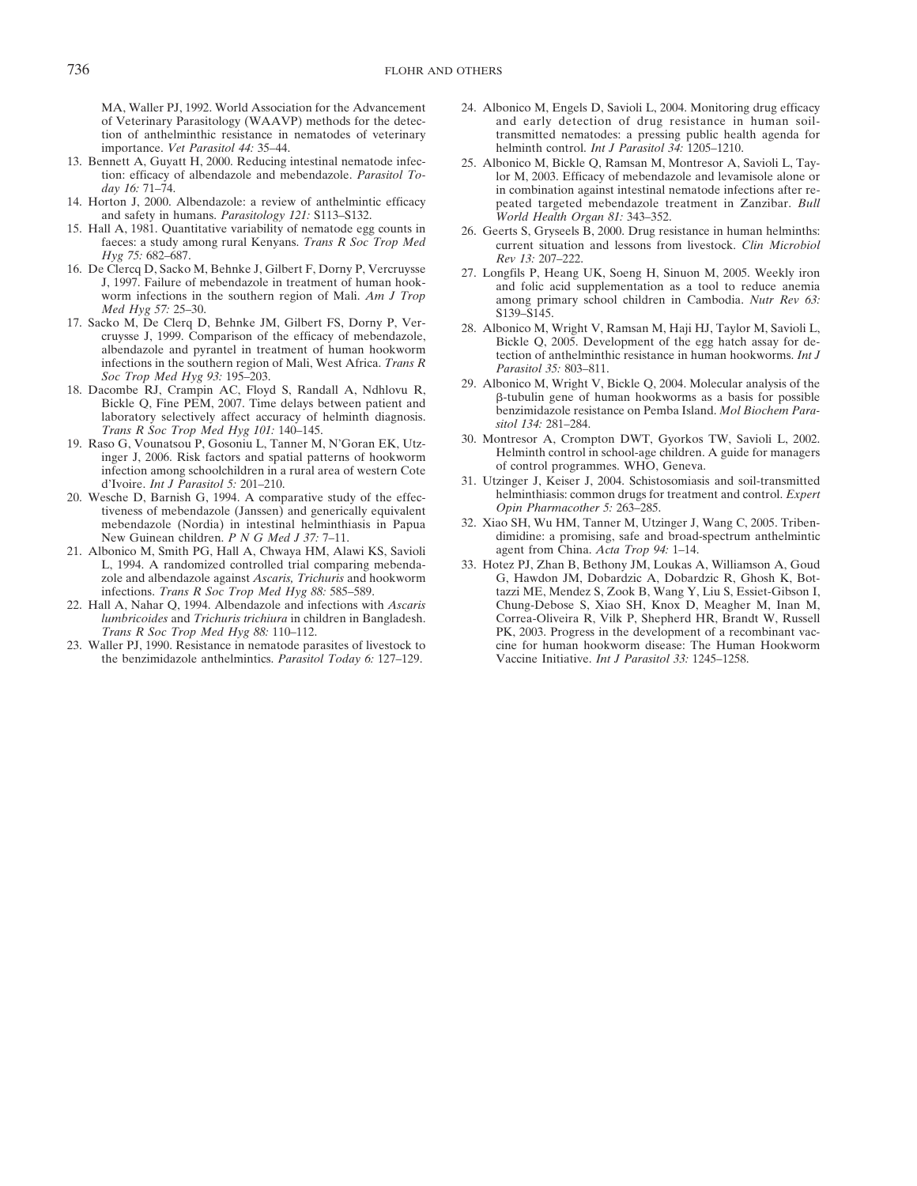MA, Waller PJ, 1992. World Association for the Advancement of Veterinary Parasitology (WAAVP) methods for the detection of anthelminthic resistance in nematodes of veterinary importance. *Vet Parasitol 44:* 35–44.

13. Bennett A, Guyatt H, 2000. Reducing intestinal nematode infection: efficacy of albendazole and mebendazole. *Parasitol Today 16:* 71–74.
14. Horton J, 2000. Albendazole: a review of anthelmintic efficacy and safety in humans. *Parasitology 121:* S113–S132.
15. Hall A, 1981. Quantitative variability of nematode egg counts in faeces: a study among rural Kenyans. *Trans R Soc Trop Med Hyg 75:* 682–687.
16. De Clercq D, Sacko M, Behnke J, Gilbert F, Dorny P, Vercruysse J, 1997. Failure of mebendazole in treatment of human hookworm infections in the southern region of Mali. *Am J Trop Med Hyg 57:* 25–30.
17. Sacko M, De Clerq D, Behnke JM, Gilbert FS, Dorny P, Vercruysse J, 1999. Comparison of the efficacy of mebendazole, albendazole and pyrantel in treatment of human hookworm infections in the southern region of Mali, West Africa. *Trans R Soc Trop Med Hyg 93:* 195–203.
18. Dacombe RJ, Crampin AC, Floyd S, Randall A, Ndhlovu R, Bickle Q, Fine PEM, 2007. Time delays between patient and laboratory selectively affect accuracy of helminth diagnosis. *Trans R Soc Trop Med Hyg 101:* 140–145.
19. Raso G, Vounatsou P, Gosoniu L, Tanner M, N'Goran EK, Utzinger J, 2006. Risk factors and spatial patterns of hookworm infection among schoolchildren in a rural area of western Cote d'Ivoire. *Int J Parasitol 5:* 201–210.
20. Wesche D, Barnish G, 1994. A comparative study of the effectiveness of mebendazole (Janssen) and generically equivalent mebendazole (Nordia) in intestinal helminthiasis in Papua New Guinean children. *P N G Med J 37:* 7–11.
21. Albonico M, Smith PG, Hall A, Chwaya HM, Alawi KS, Savioli L, 1994. A randomized controlled trial comparing mebendazole and albendazole against *Ascaris, Trichuris* and hookworm infections. *Trans R Soc Trop Med Hyg 88:* 585–589.
22. Hall A, Nahar Q, 1994. Albendazole and infections with *Ascaris lumbricoides* and *Trichuris trichiura* in children in Bangladesh. *Trans R Soc Trop Med Hyg 88:* 110–112.
23. Waller PJ, 1990. Resistance in nematode parasites of livestock to the benzimidazole anthelmintics. *Parasitol Today 6:* 127–129.
24. Albonico M, Engels D, Savioli L, 2004. Monitoring drug efficacy and early detection of drug resistance in human soil-transmitted nematodes: a pressing public health agenda for helminth control. *Int J Parasitol 34:* 1205–1210.
25. Albonico M, Bickle Q, Ramsan M, Montresor A, Savioli L, Taylor M, 2003. Efficacy of mebendazole and levamisole alone or in combination against intestinal nematode infections after repeated targeted mebendazole treatment in Zanzibar. *Bull World Health Organ 81:* 343–352.
26. Geerts S, Gryseels B, 2000. Drug resistance in human helminths: current situation and lessons from livestock. *Clin Microbiol Rev 13:* 207–222.
27. Longfils P, Heang UK, Soeng H, Sinuon M, 2005. Weekly iron and folic acid supplementation as a tool to reduce anemia among primary school children in Cambodia. *Nutr Rev 63:* S139–S145.
28. Albonico M, Wright V, Ramsan M, Haji HJ, Taylor M, Savioli L, Bickle Q, 2005. Development of the egg hatch assay for detection of anthelminthic resistance in human hookworms. *Int J Parasitol 35:* 803–811.
29. Albonico M, Wright V, Bickle Q, 2004. Molecular analysis of the β-tubulin gene of human hookworms as a basis for possible benzimidazole resistance on Pemba Island. *Mol Biochem Parasitol 134:* 281–284.
30. Montresor A, Crompton DWT, Gyorkos TW, Savioli L, 2002. Helminth control in school-age children. A guide for managers of control programmes. WHO, Geneva.
31. Utzinger J, Keiser J, 2004. Schistosomiasis and soil-transmitted helminthiasis: common drugs for treatment and control. *Expert Opin Pharmacother 5:* 263–285.
32. Xiao SH, Wu HM, Tanner M, Utzinger J, Wang C, 2005. Tribendimidine: a promising, safe and broad-spectrum anthelmintic agent from China. *Acta Trop 94:* 1–14.
33. Hotez PJ, Zhan B, Bethony JM, Loukas A, Williamson A, Goud G, Hawdon JM, Dobardzic A, Dobardzic R, Ghosh K, Bottazzi ME, Mendez S, Zook B, Wang Y, Liu S, Essiet-Gibson I, Chung-Debose S, Xiao SH, Knox D, Meagher M, Inan M, Correa-Oliveira R, Vilk P, Shepherd HR, Brandt W, Russell PK, 2003. Progress in the development of a recombinant vaccine for human hookworm disease: The Human Hookworm Vaccine Initiative. *Int J Parasitol 33:* 1245–1258.